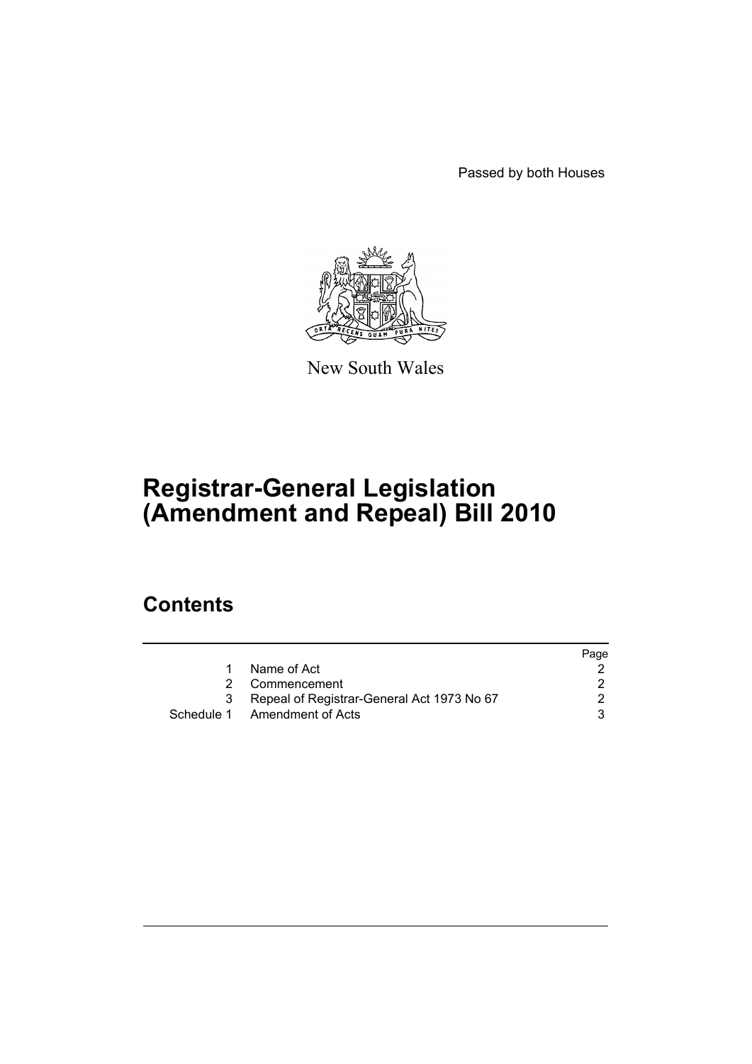Passed by both Houses

New South Wales

# Registrar-General Legislation (Amendment and Repeal) Bill 2010

## Contents

| | | Page |
|---|---|---|
| 1 | Name of Act | 2 |
| 2 | Commencement | 2 |
| 3 | Repeal of Registrar-General Act 1973 No 67 | 2 |
| Schedule 1 | Amendment of Acts | 3 |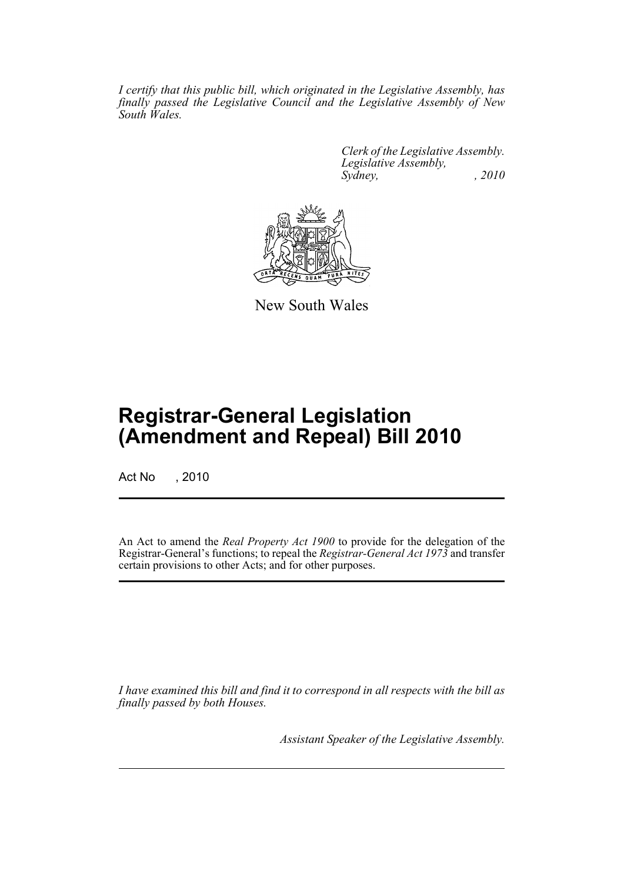*I certify that this public bill, which originated in the Legislative Assembly, has finally passed the Legislative Council and the Legislative Assembly of New South Wales.*

*Clerk of the Legislative Assembly.*
*Legislative Assembly,*
*Sydney, , 2010*

New South Wales

# Registrar-General Legislation (Amendment and Repeal) Bill 2010

Act No , 2010

An Act to amend the *Real Property Act 1900* to provide for the delegation of the Registrar-General's functions; to repeal the *Registrar-General Act 1973* and transfer certain provisions to other Acts; and for other purposes.

*I have examined this bill and find it to correspond in all respects with the bill as finally passed by both Houses.*

*Assistant Speaker of the Legislative Assembly.*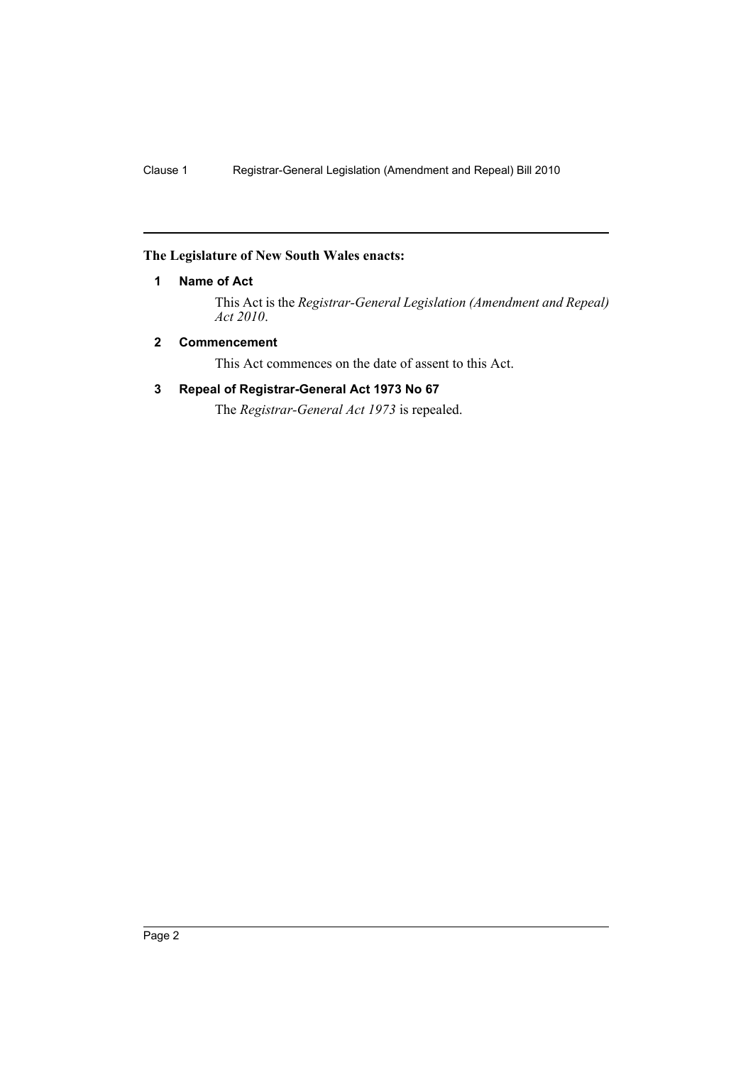## The Legislature of New South Wales enacts:

### 1 Name of Act

This Act is the *Registrar-General Legislation (Amendment and Repeal) Act 2010*.

### 2 Commencement

This Act commences on the date of assent to this Act.

### 3 Repeal of Registrar-General Act 1973 No 67

The *Registrar-General Act 1973* is repealed.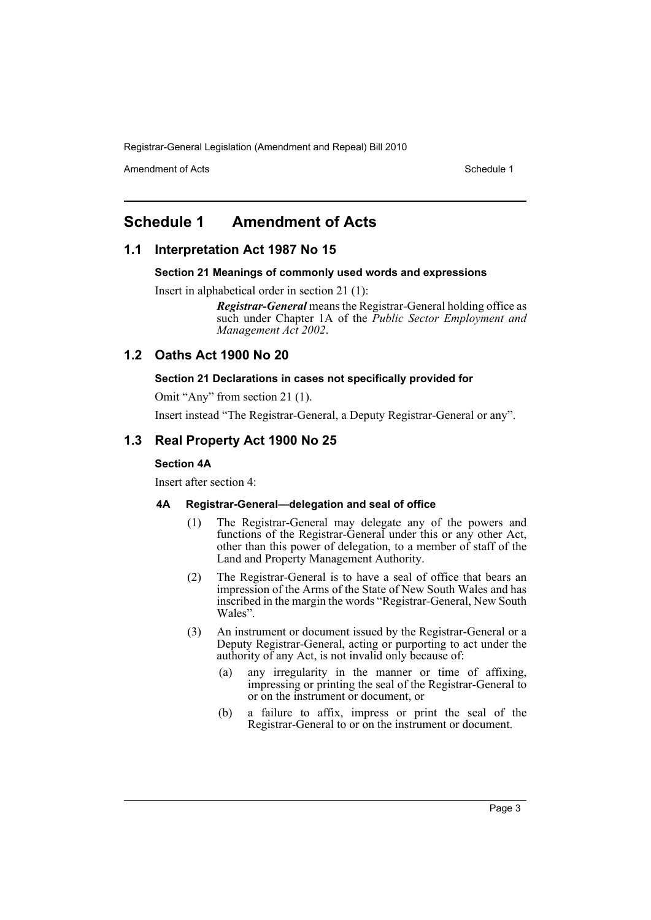# Schedule 1 Amendment of Acts

## 1.1 Interpretation Act 1987 No 15

### Section 21 Meanings of commonly used words and expressions

Insert in alphabetical order in section 21 (1):

> ***Registrar-General*** means the Registrar-General holding office as such under Chapter 1A of the *Public Sector Employment and Management Act 2002*.

## 1.2 Oaths Act 1900 No 20

### Section 21 Declarations in cases not specifically provided for

Omit "Any" from section 21 (1).

Insert instead "The Registrar-General, a Deputy Registrar-General or any".

## 1.3 Real Property Act 1900 No 25

### Section 4A

Insert after section 4:

#### 4A Registrar-General—delegation and seal of office

(1) The Registrar-General may delegate any of the powers and functions of the Registrar-General under this or any other Act, other than this power of delegation, to a member of staff of the Land and Property Management Authority.

(2) The Registrar-General is to have a seal of office that bears an impression of the Arms of the State of New South Wales and has inscribed in the margin the words "Registrar-General, New South Wales".

(3) An instrument or document issued by the Registrar-General or a Deputy Registrar-General, acting or purporting to act under the authority of any Act, is not invalid only because of:

- (a) any irregularity in the manner or time of affixing, impressing or printing the seal of the Registrar-General to or on the instrument or document, or
- (b) a failure to affix, impress or print the seal of the Registrar-General to or on the instrument or document.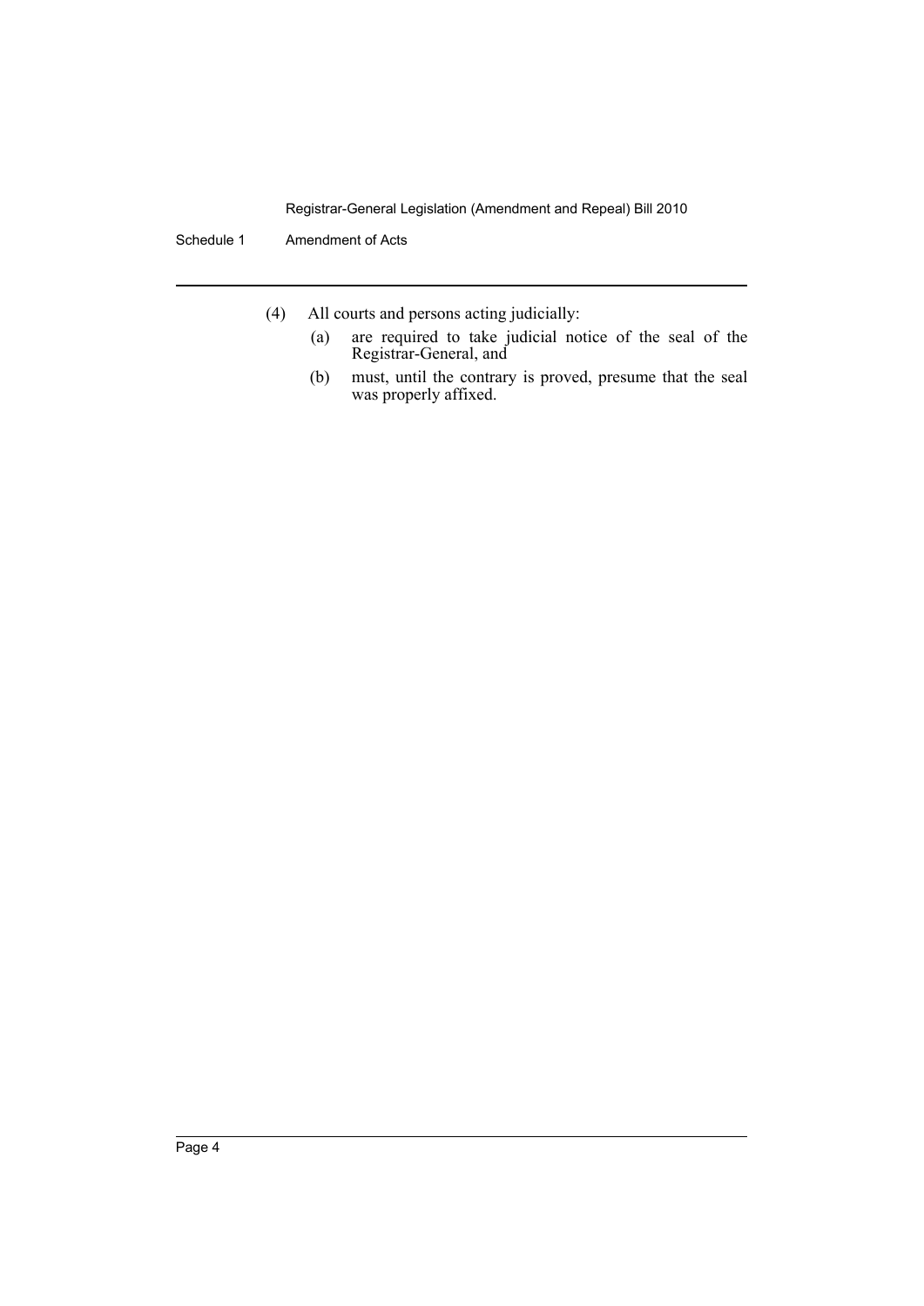(4) All courts and persons acting judicially:

(a) are required to take judicial notice of the seal of the Registrar-General, and

(b) must, until the contrary is proved, presume that the seal was properly affixed.